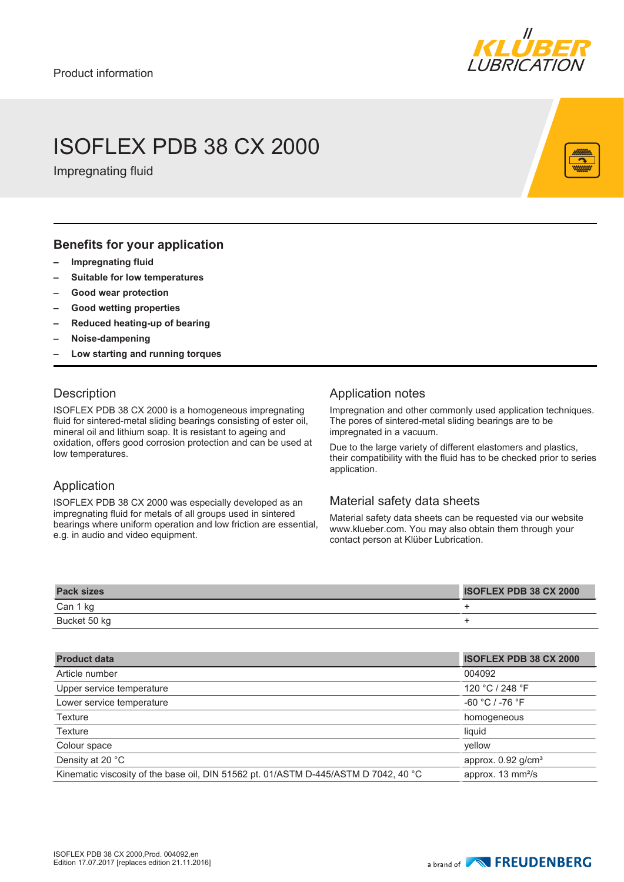Product information

# ISOFLEX PDB 38 CX 2000

Impregnating fluid

## Benefits for your application

- **Impregnating fluid**
- **Suitable for low temperatures**
- **Good wear protection**
- **Good wetting properties**
- **Reduced heating-up of bearing**
- **Noise-dampening**
- **Low starting and running torques**

### Description

ISOFLEX PDB 38 CX 2000 is a homogeneous impregnating fluid for sintered-metal sliding bearings consisting of ester oil, mineral oil and lithium soap. It is resistant to ageing and oxidation, offers good corrosion protection and can be used at low temperatures.

### Application

ISOFLEX PDB 38 CX 2000 was especially developed as an impregnating fluid for metals of all groups used in sintered bearings where uniform operation and low friction are essential, e.g. in audio and video equipment.

### Application notes

Impregnation and other commonly used application techniques. The pores of sintered-metal sliding bearings are to be impregnated in a vacuum.

Due to the large variety of different elastomers and plastics, their compatibility with the fluid has to be checked prior to series application.

### Material safety data sheets

Material safety data sheets can be requested via our website www.klueber.com. You may also obtain them through your contact person at Klüber Lubrication.

| Pack sizes | ISOFLEX PDB 38 CX 2000 |
| --- | --- |
| Can 1 kg | + |
| Bucket 50 kg | + |

| Product data | ISOFLEX PDB 38 CX 2000 |
| --- | --- |
| Article number | 004092 |
| Upper service temperature | 120 °C / 248 °F |
| Lower service temperature | -60 °C / -76 °F |
| Texture | homogeneous |
| Texture | liquid |
| Colour space | yellow |
| Density at 20 °C | approx. 0.92 g/cm³ |
| Kinematic viscosity of the base oil, DIN 51562 pt. 01/ASTM D-445/ASTM D 7042, 40 °C | approx. 13 mm²/s |

ISOFLEX PDB 38 CX 2000,Prod. 004092,en
Edition 17.07.2017 [replaces edition 21.11.2016]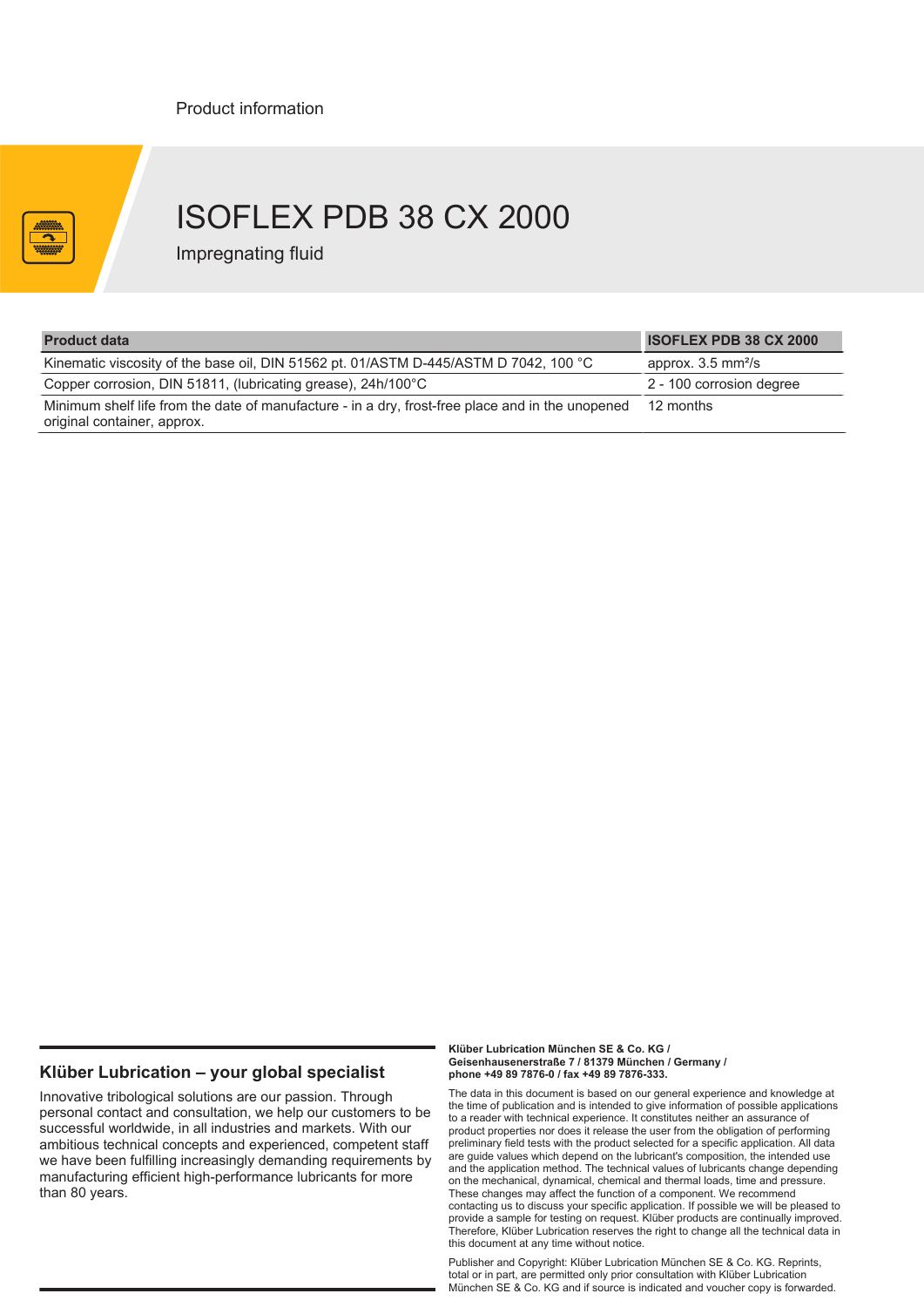Product information

# ISOFLEX PDB 38 CX 2000

Impregnating fluid

| Product data | ISOFLEX PDB 38 CX 2000 |
|---|---|
| Kinematic viscosity of the base oil, DIN 51562 pt. 01/ASTM D-445/ASTM D 7042, 100 °C | approx. 3.5 mm²/s |
| Copper corrosion, DIN 51811, (lubricating grease), 24h/100°C | 2 - 100 corrosion degree |
| Minimum shelf life from the date of manufacture - in a dry, frost-free place and in the unopened original container, approx. | 12 months |

## Klüber Lubrication – your global specialist

Innovative tribological solutions are our passion. Through personal contact and consultation, we help our customers to be successful worldwide, in all industries and markets. With our ambitious technical concepts and experienced, competent staff we have been fulfilling increasingly demanding requirements by manufacturing efficient high-performance lubricants for more than 80 years.

**Klüber Lubrication München SE & Co. KG / Geisenhausenerstraße 7 / 81379 München / Germany / phone +49 89 7876-0 / fax +49 89 7876-333.**

The data in this document is based on our general experience and knowledge at the time of publication and is intended to give information of possible applications to a reader with technical experience. It constitutes neither an assurance of product properties nor does it release the user from the obligation of performing preliminary field tests with the product selected for a specific application. All data are guide values which depend on the lubricant's composition, the intended use and the application method. The technical values of lubricants change depending on the mechanical, dynamical, chemical and thermal loads, time and pressure. These changes may affect the function of a component. We recommend contacting us to discuss your specific application. If possible we will be pleased to provide a sample for testing on request. Klüber products are continually improved. Therefore, Klüber Lubrication reserves the right to change all the technical data in this document at any time without notice.

Publisher and Copyright: Klüber Lubrication München SE & Co. KG. Reprints, total or in part, are permitted only prior consultation with Klüber Lubrication München SE & Co. KG and if source is indicated and voucher copy is forwarded.